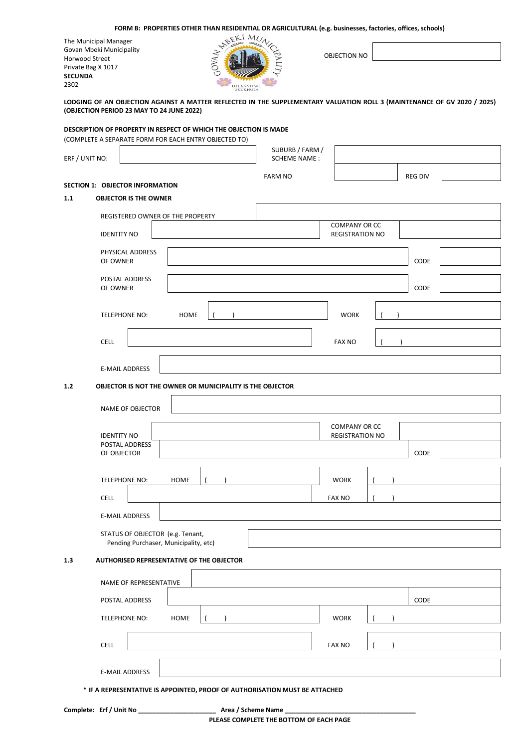**FORM B: PROPERTIES OTHER THAN RESIDENTIAL OR AGRICULTURAL (e.g. businesses, factories, offices, schools)**

The Municipal Manager
Govan Mbeki Municipality
Horwood Street
Private Bag X 1017
**SECUNDA**
2302

OBJECTION NO

**LODGING OF AN OBJECTION AGAINST A MATTER REFLECTED IN THE SUPPLEMENTARY VALUATION ROLL 3 (MAINTENANCE OF GV 2020 / 2025) (OBJECTION PERIOD 23 MAY TO 24 JUNE 2022)**

**DESCRIPTION OF PROPERTY IN RESPECT OF WHICH THE OBJECTION IS MADE**
(COMPLETE A SEPARATE FORM FOR EACH ENTRY OBJECTED TO)

| ERF / UNIT NO: | | SUBURB / FARM / SCHEME NAME : | | | |
|---|---|---|---|---|---|
| | | FARM NO | | REG DIV | |

**SECTION 1: OBJECTOR INFORMATION**

**1.1 OBJECTOR IS THE OWNER**

| REGISTERED OWNER OF THE PROPERTY | | | |
|---|---|---|---|
| IDENTITY NO | | COMPANY OR CC REGISTRATION NO | |
| PHYSICAL ADDRESS OF OWNER | | CODE | |
| POSTAL ADDRESS OF OWNER | | CODE | |
| TELEPHONE NO: HOME | ( ) | WORK | ( ) |
| CELL | | FAX NO | ( ) |
| E-MAIL ADDRESS | | | |

**1.2 OBJECTOR IS NOT THE OWNER OR MUNICIPALITY IS THE OBJECTOR**

| NAME OF OBJECTOR | | | |
|---|---|---|---|
| IDENTITY NO | | COMPANY OR CC REGISTRATION NO | |
| POSTAL ADDRESS OF OBJECTOR | | CODE | |
| TELEPHONE NO: HOME | ( ) | WORK | ( ) |
| CELL | | FAX NO | ( ) |
| E-MAIL ADDRESS | | | |
| STATUS OF OBJECTOR (e.g. Tenant, Pending Purchaser, Municipality, etc) | | | |

**1.3 AUTHORISED REPRESENTATIVE OF THE OBJECTOR**

| NAME OF REPRESENTATIVE | | | |
|---|---|---|---|
| POSTAL ADDRESS | | CODE | |
| TELEPHONE NO: HOME | ( ) | WORK | ( ) |
| CELL | | FAX NO | ( ) |
| E-MAIL ADDRESS | | | |

**\* IF A REPRESENTATIVE IS APPOINTED, PROOF OF AUTHORISATION MUST BE ATTACHED**

**Complete: Erf / Unit No** \_\_\_\_\_\_\_\_\_\_\_\_\_\_\_\_\_\_\_\_\_\_ **Area / Scheme Name** \_\_\_\_\_\_\_\_\_\_\_\_\_\_\_\_\_\_\_\_\_\_\_\_\_\_\_\_\_\_\_\_\_\_\_\_\_\_

**PLEASE COMPLETE THE BOTTOM OF EACH PAGE**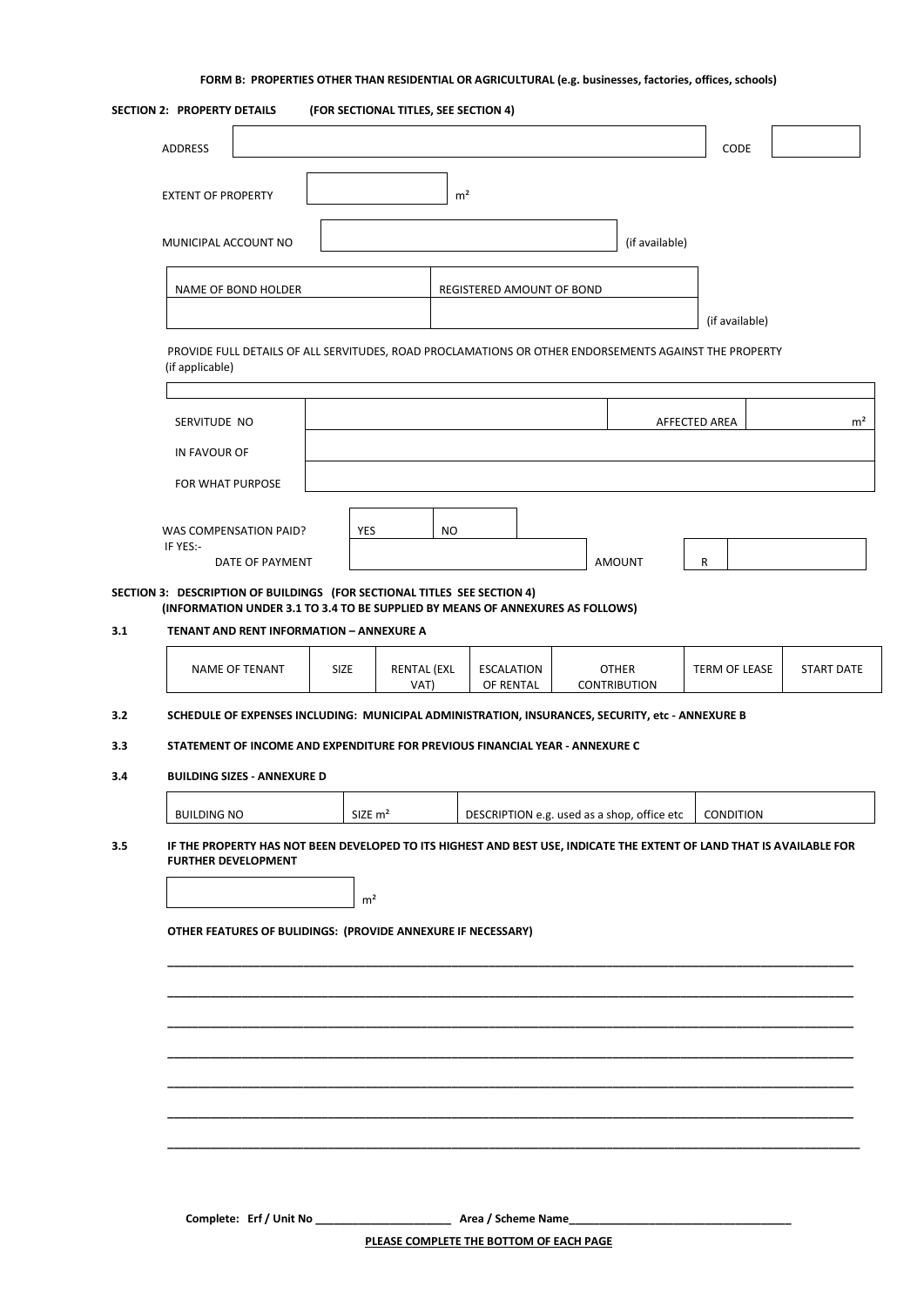**FORM B: PROPERTIES OTHER THAN RESIDENTIAL OR AGRICULTURAL (e.g. businesses, factories, offices, schools)**

**SECTION 2: PROPERTY DETAILS (FOR SECTIONAL TITLES, SEE SECTION 4)**

ADDRESS ______________________ CODE ______

EXTENT OF PROPERTY ______ m²

MUNICIPAL ACCOUNT NO ______________________ (if available)

| NAME OF BOND HOLDER | REGISTERED AMOUNT OF BOND |
| --- | --- |
| | |

(if available)

PROVIDE FULL DETAILS OF ALL SERVITUDES, ROAD PROCLAMATIONS OR OTHER ENDORSEMENTS AGAINST THE PROPERTY (if applicable)

| SERVITUDE NO | | AFFECTED AREA | m² |
| --- | --- | --- | --- |
| IN FAVOUR OF | | | |
| FOR WHAT PURPOSE | | | |

WAS COMPENSATION PAID? YES ☐ NO ☐

IF YES:-

DATE OF PAYMENT ______________ AMOUNT R ______

**SECTION 3: DESCRIPTION OF BUILDINGS (FOR SECTIONAL TITLES SEE SECTION 4)**
**(INFORMATION UNDER 3.1 TO 3.4 TO BE SUPPLIED BY MEANS OF ANNEXURES AS FOLLOWS)**

**3.1 TENANT AND RENT INFORMATION – ANNEXURE A**

| NAME OF TENANT | SIZE | RENTAL (EXL VAT) | ESCALATION OF RENTAL | OTHER CONTRIBUTION | TERM OF LEASE | START DATE |
| --- | --- | --- | --- | --- | --- | --- |

**3.2 SCHEDULE OF EXPENSES INCLUDING: MUNICIPAL ADMINISTRATION, INSURANCES, SECURITY, etc - ANNEXURE B**

**3.3 STATEMENT OF INCOME AND EXPENDITURE FOR PREVIOUS FINANCIAL YEAR - ANNEXURE C**

**3.4 BUILDING SIZES - ANNEXURE D**

| BUILDING NO | SIZE m² | DESCRIPTION e.g. used as a shop, office etc | CONDITION |
| --- | --- | --- | --- |

**3.5 IF THE PROPERTY HAS NOT BEEN DEVELOPED TO ITS HIGHEST AND BEST USE, INDICATE THE EXTENT OF LAND THAT IS AVAILABLE FOR FURTHER DEVELOPMENT**

______ m²

**OTHER FEATURES OF BULIDINGS: (PROVIDE ANNEXURE IF NECESSARY)**

______________________________________________________________________________

______________________________________________________________________________

______________________________________________________________________________

______________________________________________________________________________

______________________________________________________________________________

______________________________________________________________________________

______________________________________________________________________________

**Complete: Erf / Unit No ______________________ Area / Scheme Name____________________________________**

**PLEASE COMPLETE THE BOTTOM OF EACH PAGE**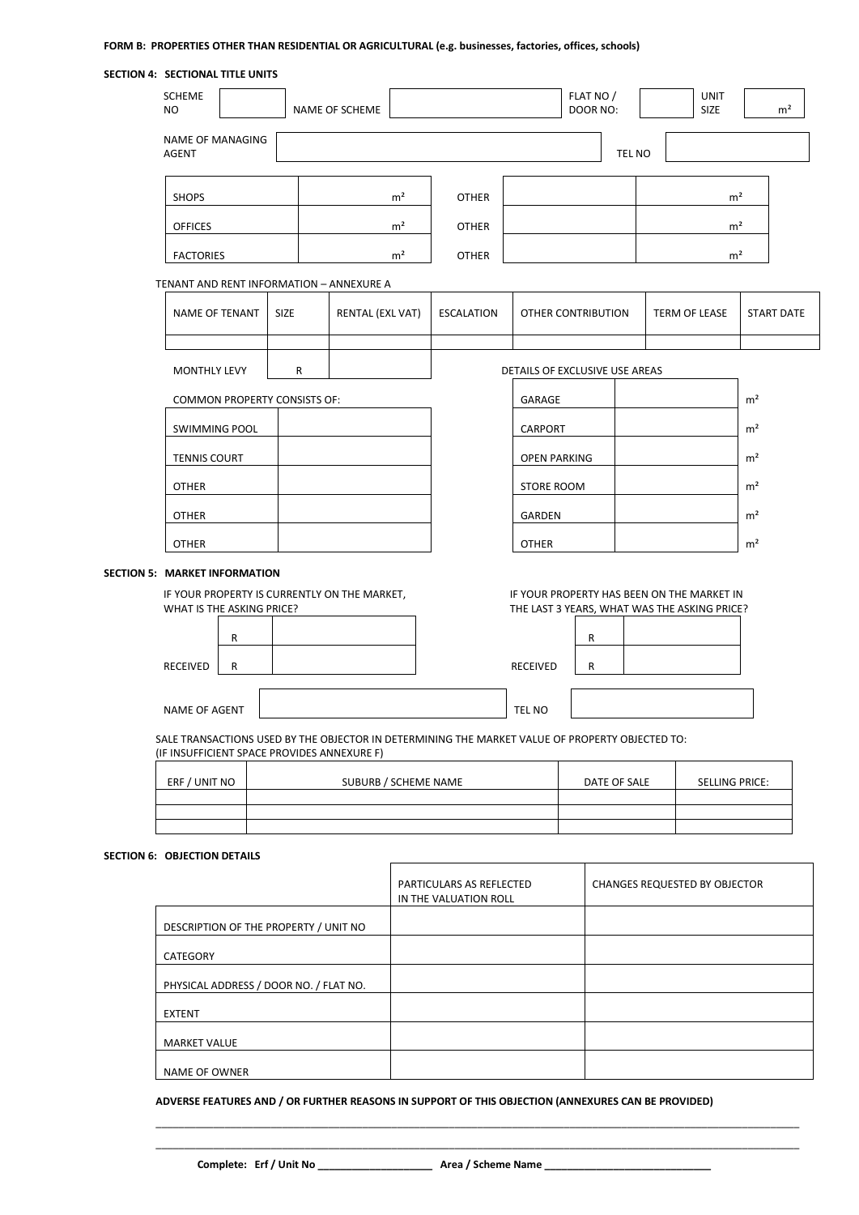**FORM B: PROPERTIES OTHER THAN RESIDENTIAL OR AGRICULTURAL (e.g. businesses, factories, offices, schools)**

**SECTION 4: SECTIONAL TITLE UNITS**

| SCHEME NO | | NAME OF SCHEME | | FLAT NO / DOOR NO: | | UNIT SIZE | m² |
|---|---|---|---|---|---|---|---|

| NAME OF MANAGING AGENT | | TEL NO | |
|---|---|---|---|

| SHOPS | m² | OTHER | | m² |
|---|---|---|---|---|
| OFFICES | m² | OTHER | | m² |
| FACTORIES | m² | OTHER | | m² |

TENANT AND RENT INFORMATION – ANNEXURE A

| NAME OF TENANT | SIZE | RENTAL (EXL VAT) | ESCALATION | OTHER CONTRIBUTION | TERM OF LEASE | START DATE |
|---|---|---|---|---|---|---|
| | | | | | | |

| MONTHLY LEVY | R | |
|---|---|---|

| COMMON PROPERTY CONSISTS OF: | |
|---|---|
| SWIMMING POOL | |
| TENNIS COURT | |
| OTHER | |
| OTHER | |
| OTHER | |

DETAILS OF EXCLUSIVE USE AREAS

| | | |
|---|---|---|
| GARAGE | | m² |
| CARPORT | | m² |
| OPEN PARKING | | m² |
| STORE ROOM | | m² |
| GARDEN | | m² |
| OTHER | | m² |

**SECTION 5: MARKET INFORMATION**

IF YOUR PROPERTY IS CURRENTLY ON THE MARKET, WHAT IS THE ASKING PRICE?

| | R | |
|---|---|---|
| RECEIVED | R | |

IF YOUR PROPERTY HAS BEEN ON THE MARKET IN THE LAST 3 YEARS, WHAT WAS THE ASKING PRICE?

| | R | |
|---|---|---|
| RECEIVED | R | |

| NAME OF AGENT | | TEL NO | |
|---|---|---|---|

SALE TRANSACTIONS USED BY THE OBJECTOR IN DETERMINING THE MARKET VALUE OF PROPERTY OBJECTED TO:
(IF INSUFFICIENT SPACE PROVIDES ANNEXURE F)

| ERF / UNIT NO | SUBURB / SCHEME NAME | DATE OF SALE | SELLING PRICE: |
|---|---|---|---|
| | | | |
| | | | |
| | | | |

**SECTION 6: OBJECTION DETAILS**

| | PARTICULARS AS REFLECTED IN THE VALUATION ROLL | CHANGES REQUESTED BY OBJECTOR |
|---|---|---|
| DESCRIPTION OF THE PROPERTY / UNIT NO | | |
| CATEGORY | | |
| PHYSICAL ADDRESS / DOOR NO. / FLAT NO. | | |
| EXTENT | | |
| MARKET VALUE | | |
| NAME OF OWNER | | |

**ADVERSE FEATURES AND / OR FURTHER REASONS IN SUPPORT OF THIS OBJECTION (ANNEXURES CAN BE PROVIDED)**

______________________________________________________________________________________________

______________________________________________________________________________________________

**Complete: Erf / Unit No ____________________ Area / Scheme Name ______________________________**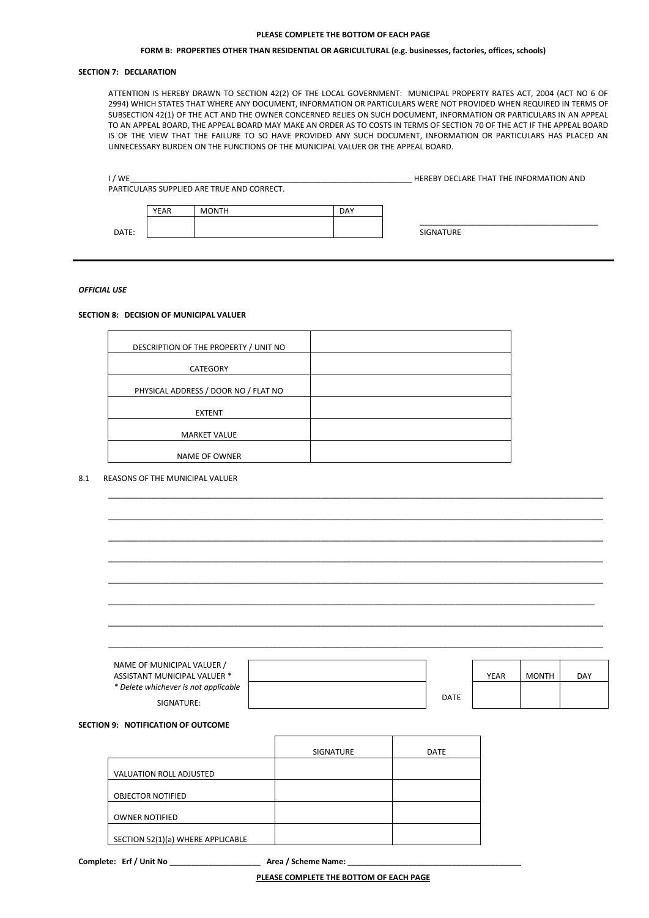**PLEASE COMPLETE THE BOTTOM OF EACH PAGE**

**FORM B: PROPERTIES OTHER THAN RESIDENTIAL OR AGRICULTURAL (e.g. businesses, factories, offices, schools)**

**SECTION 7: DECLARATION**

ATTENTION IS HEREBY DRAWN TO SECTION 42(2) OF THE LOCAL GOVERNMENT: MUNICIPAL PROPERTY RATES ACT, 2004 (ACT NO 6 OF 2994) WHICH STATES THAT WHERE ANY DOCUMENT, INFORMATION OR PARTICULARS WERE NOT PROVIDED WHEN REQUIRED IN TERMS OF SUBSECTION 42(1) OF THE ACT AND THE OWNER CONCERNED RELIES ON SUCH DOCUMENT, INFORMATION OR PARTICULARS IN AN APPEAL TO AN APPEAL BOARD, THE APPEAL BOARD MAY MAKE AN ORDER AS TO COSTS IN TERMS OF SECTION 70 OF THE ACT IF THE APPEAL BOARD IS OF THE VIEW THAT THE FAILURE TO SO HAVE PROVIDED ANY SUCH DOCUMENT, INFORMATION OR PARTICULARS HAS PLACED AN UNNECESSARY BURDEN ON THE FUNCTIONS OF THE MUNICIPAL VALUER OR THE APPEAL BOARD.

I / WE_______________________________________________________________ HEREBY DECLARE THAT THE INFORMATION AND PARTICULARS SUPPLIED ARE TRUE AND CORRECT.

| | YEAR | MONTH | DAY |
|---|---|---|---|
| DATE: | | | |

_________________________________________
SIGNATURE

---

***OFFICIAL USE***

**SECTION 8: DECISION OF MUNICIPAL VALUER**

| | |
|---|---|
| DESCRIPTION OF THE PROPERTY / UNIT NO | |
| CATEGORY | |
| PHYSICAL ADDRESS / DOOR NO / FLAT NO | |
| EXTENT | |
| MARKET VALUE | |
| NAME OF OWNER | |

8.1 REASONS OF THE MUNICIPAL VALUER

_____________________________________________________________________________________________

_____________________________________________________________________________________________

_____________________________________________________________________________________________

_____________________________________________________________________________________________

_____________________________________________________________________________________________

_____________________________________________________________________________________________

_____________________________________________________________________________________________

_____________________________________________________________________________________________

| | |
|---|---|
| NAME OF MUNICIPAL VALUER / ASSISTANT MUNICIPAL VALUER * <br> *\* Delete whichever is not applicable* | |
| SIGNATURE: | |

| | YEAR | MONTH | DAY |
|---|---|---|---|
| DATE | | | |

**SECTION 9: NOTIFICATION OF OUTCOME**

| | SIGNATURE | DATE |
|---|---|---|
| VALUATION ROLL ADJUSTED | | |
| OBJECTOR NOTIFIED | | |
| OWNER NOTIFIED | | |
| SECTION 52(1)(a) WHERE APPLICABLE | | |

**Complete: Erf / Unit No _____________________ Area / Scheme Name: ________________________________________**

**PLEASE COMPLETE THE BOTTOM OF EACH PAGE**